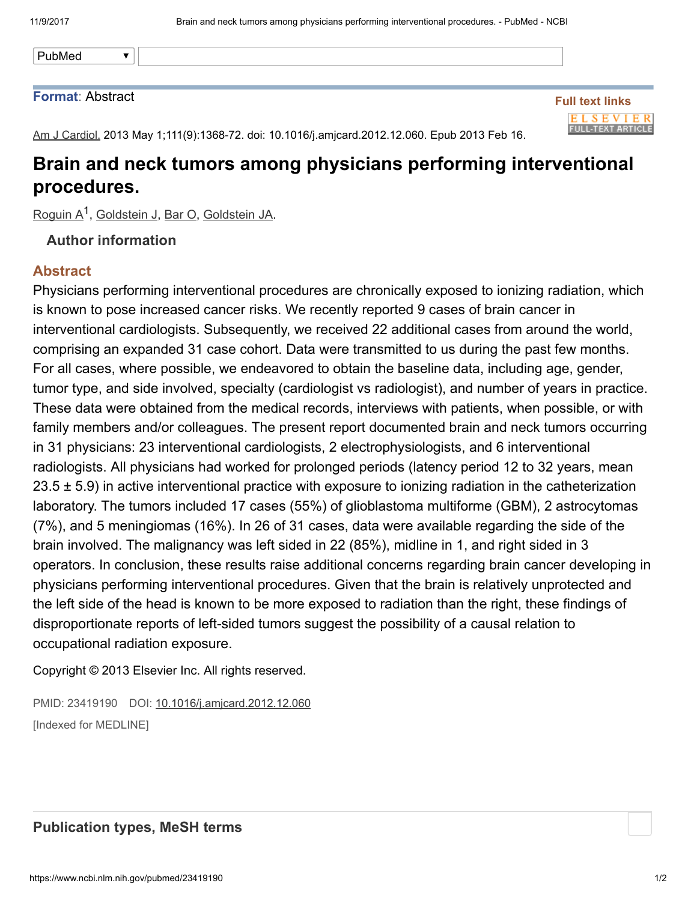PubMed

**Format**: Abstract

Full text links

Am J Cardiol. 2013 May 1;111(9):1368-72. doi: 10.1016/j.amjcard.2012.12.060. Epub 2013 Feb 16.

# Brain and neck tumors among physicians performing interventional procedures.

Roguin A[1], Goldstein J, Bar O, Goldstein JA.

### Author information

## Abstract

Physicians performing interventional procedures are chronically exposed to ionizing radiation, which is known to pose increased cancer risks. We recently reported 9 cases of brain cancer in interventional cardiologists. Subsequently, we received 22 additional cases from around the world, comprising an expanded 31 case cohort. Data were transmitted to us during the past few months. For all cases, where possible, we endeavored to obtain the baseline data, including age, gender, tumor type, and side involved, specialty (cardiologist vs radiologist), and number of years in practice. These data were obtained from the medical records, interviews with patients, when possible, or with family members and/or colleagues. The present report documented brain and neck tumors occurring in 31 physicians: 23 interventional cardiologists, 2 electrophysiologists, and 6 interventional radiologists. All physicians had worked for prolonged periods (latency period 12 to 32 years, mean 23.5 ± 5.9) in active interventional practice with exposure to ionizing radiation in the catheterization laboratory. The tumors included 17 cases (55%) of glioblastoma multiforme (GBM), 2 astrocytomas (7%), and 5 meningiomas (16%). In 26 of 31 cases, data were available regarding the side of the brain involved. The malignancy was left sided in 22 (85%), midline in 1, and right sided in 3 operators. In conclusion, these results raise additional concerns regarding brain cancer developing in physicians performing interventional procedures. Given that the brain is relatively unprotected and the left side of the head is known to be more exposed to radiation than the right, these findings of disproportionate reports of left-sided tumors suggest the possibility of a causal relation to occupational radiation exposure.

Copyright © 2013 Elsevier Inc. All rights reserved.

PMID: 23419190 DOI: 10.1016/j.amjcard.2012.12.060

[Indexed for MEDLINE]

## Publication types, MeSH terms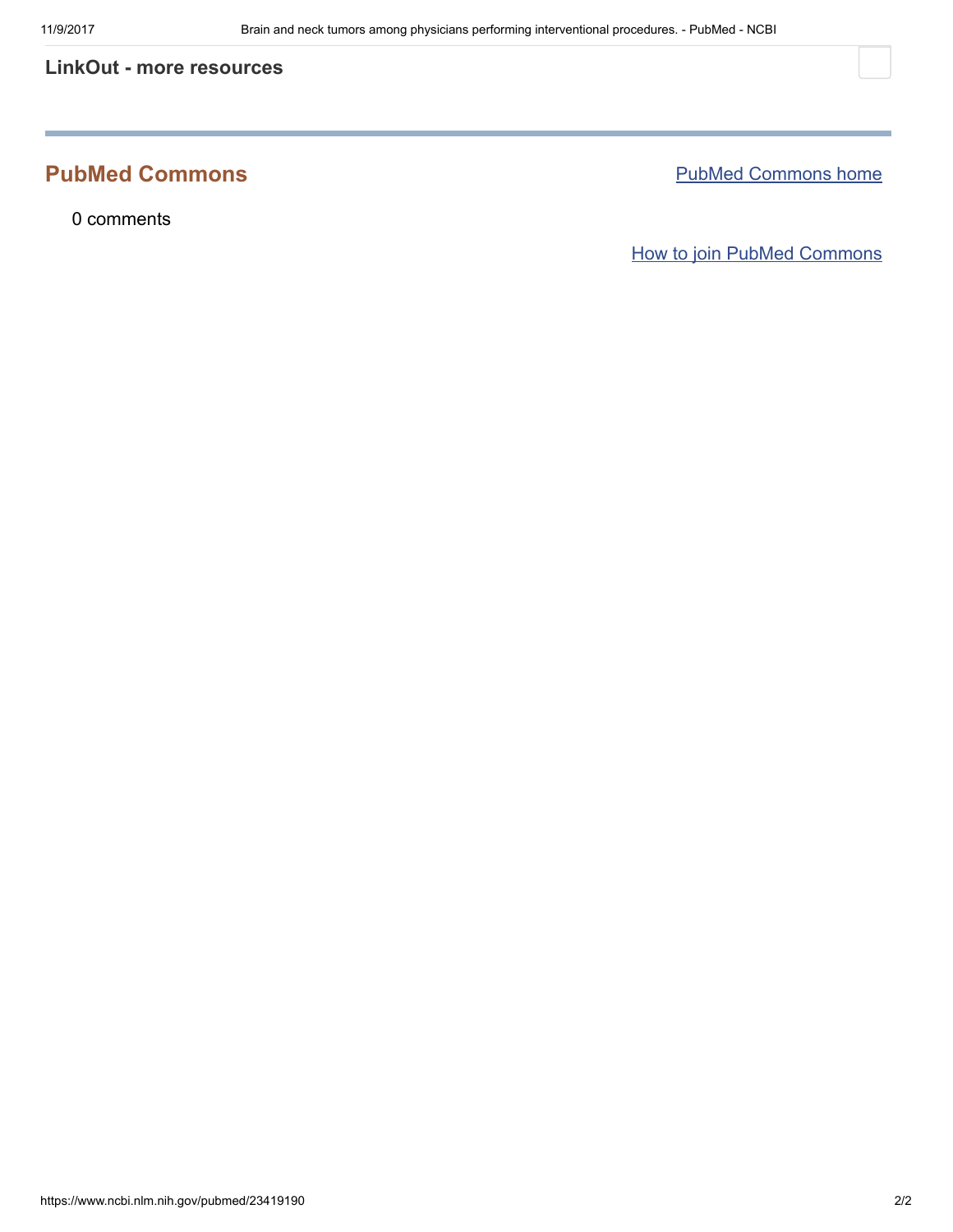## LinkOut - more resources

## PubMed Commons

PubMed Commons home

0 comments

How to join PubMed Commons